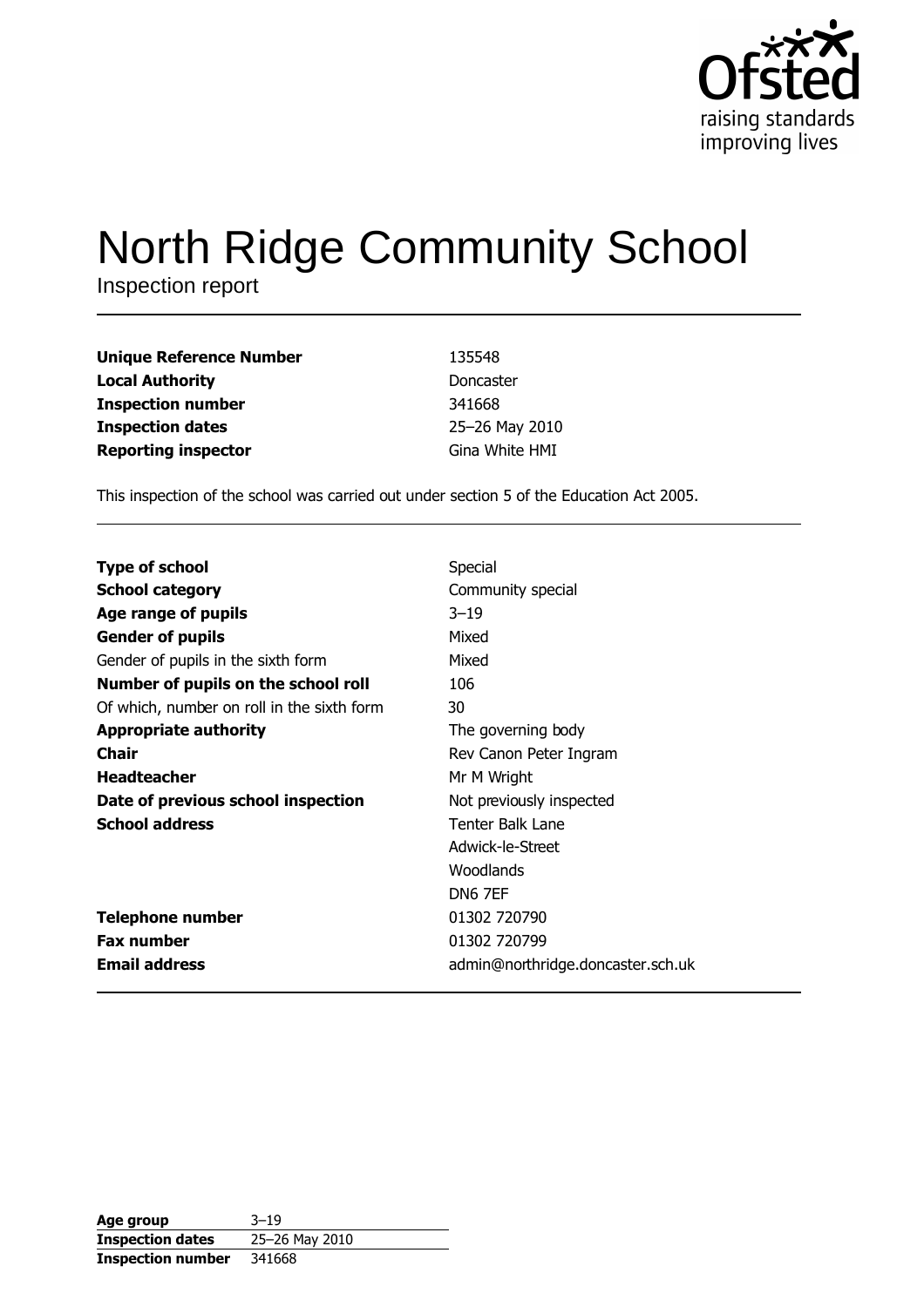Ofsted
raising standards
improving lives

# North Ridge Community School

Inspection report

| | |
|---|---|
| **Unique Reference Number** | 135548 |
| **Local Authority** | Doncaster |
| **Inspection number** | 341668 |
| **Inspection dates** | 25–26 May 2010 |
| **Reporting inspector** | Gina White HMI |

This inspection of the school was carried out under section 5 of the Education Act 2005.

| | |
|---|---|
| **Type of school** | Special |
| **School category** | Community special |
| **Age range of pupils** | 3–19 |
| **Gender of pupils** | Mixed |
| Gender of pupils in the sixth form | Mixed |
| **Number of pupils on the school roll** | 106 |
| Of which, number on roll in the sixth form | 30 |
| **Appropriate authority** | The governing body |
| **Chair** | Rev Canon Peter Ingram |
| **Headteacher** | Mr M Wright |
| **Date of previous school inspection** | Not previously inspected |
| **School address** | Tenter Balk Lane<br>Adwick-le-Street<br>Woodlands<br>DN6 7EF |
| **Telephone number** | 01302 720790 |
| **Fax number** | 01302 720799 |
| **Email address** | admin@northridge.doncaster.sch.uk |

| | |
|---|---|
| **Age group** | 3–19 |
| **Inspection dates** | 25–26 May 2010 |
| **Inspection number** | 341668 |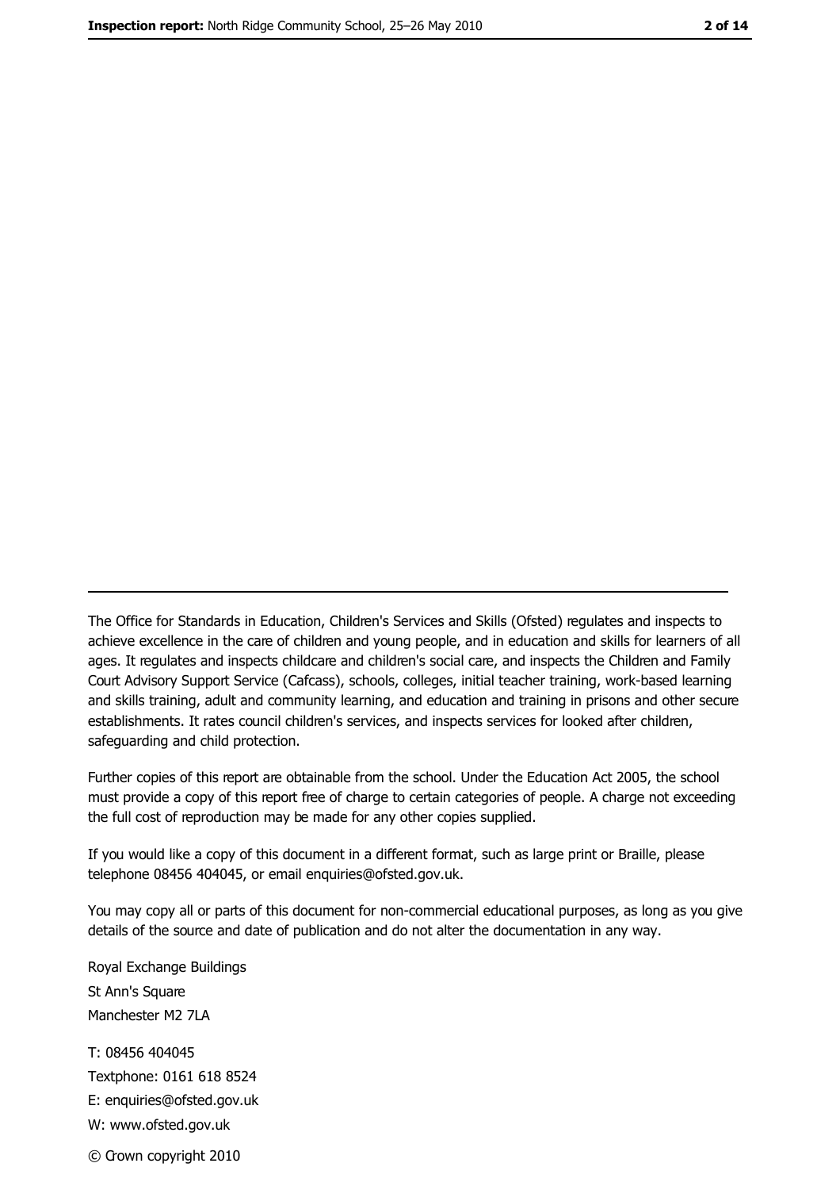The Office for Standards in Education, Children's Services and Skills (Ofsted) regulates and inspects to achieve excellence in the care of children and young people, and in education and skills for learners of all ages. It regulates and inspects childcare and children's social care, and inspects the Children and Family Court Advisory Support Service (Cafcass), schools, colleges, initial teacher training, work-based learning and skills training, adult and community learning, and education and training in prisons and other secure establishments. It rates council children's services, and inspects services for looked after children, safeguarding and child protection.

Further copies of this report are obtainable from the school. Under the Education Act 2005, the school must provide a copy of this report free of charge to certain categories of people. A charge not exceeding the full cost of reproduction may be made for any other copies supplied.

If you would like a copy of this document in a different format, such as large print or Braille, please telephone 08456 404045, or email enquiries@ofsted.gov.uk.

You may copy all or parts of this document for non-commercial educational purposes, as long as you give details of the source and date of publication and do not alter the documentation in any way.

Royal Exchange Buildings
St Ann's Square
Manchester M2 7LA

T: 08456 404045
Textphone: 0161 618 8524
E: enquiries@ofsted.gov.uk
W: www.ofsted.gov.uk

© Crown copyright 2010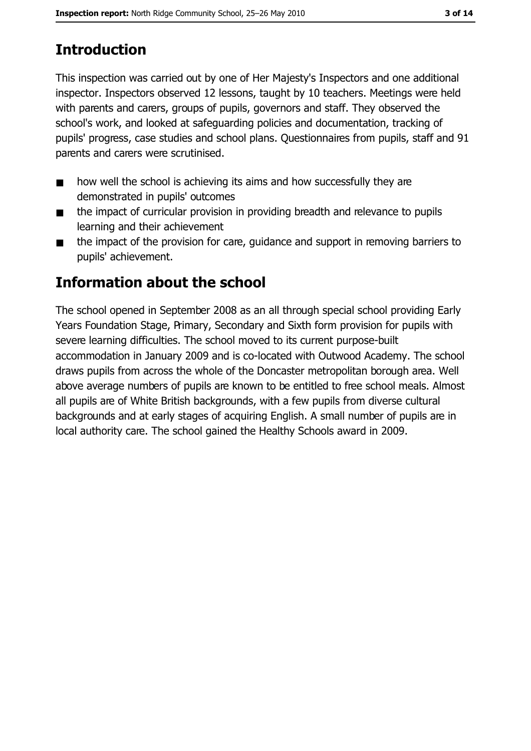## Introduction

This inspection was carried out by one of Her Majesty's Inspectors and one additional inspector. Inspectors observed 12 lessons, taught by 10 teachers. Meetings were held with parents and carers, groups of pupils, governors and staff. They observed the school's work, and looked at safeguarding policies and documentation, tracking of pupils' progress, case studies and school plans. Questionnaires from pupils, staff and 91 parents and carers were scrutinised.

- how well the school is achieving its aims and how successfully they are demonstrated in pupils' outcomes
- the impact of curricular provision in providing breadth and relevance to pupils learning and their achievement
- the impact of the provision for care, guidance and support in removing barriers to pupils' achievement.

## Information about the school

The school opened in September 2008 as an all through special school providing Early Years Foundation Stage, Primary, Secondary and Sixth form provision for pupils with severe learning difficulties. The school moved to its current purpose-built accommodation in January 2009 and is co-located with Outwood Academy. The school draws pupils from across the whole of the Doncaster metropolitan borough area. Well above average numbers of pupils are known to be entitled to free school meals. Almost all pupils are of White British backgrounds, with a few pupils from diverse cultural backgrounds and at early stages of acquiring English. A small number of pupils are in local authority care. The school gained the Healthy Schools award in 2009.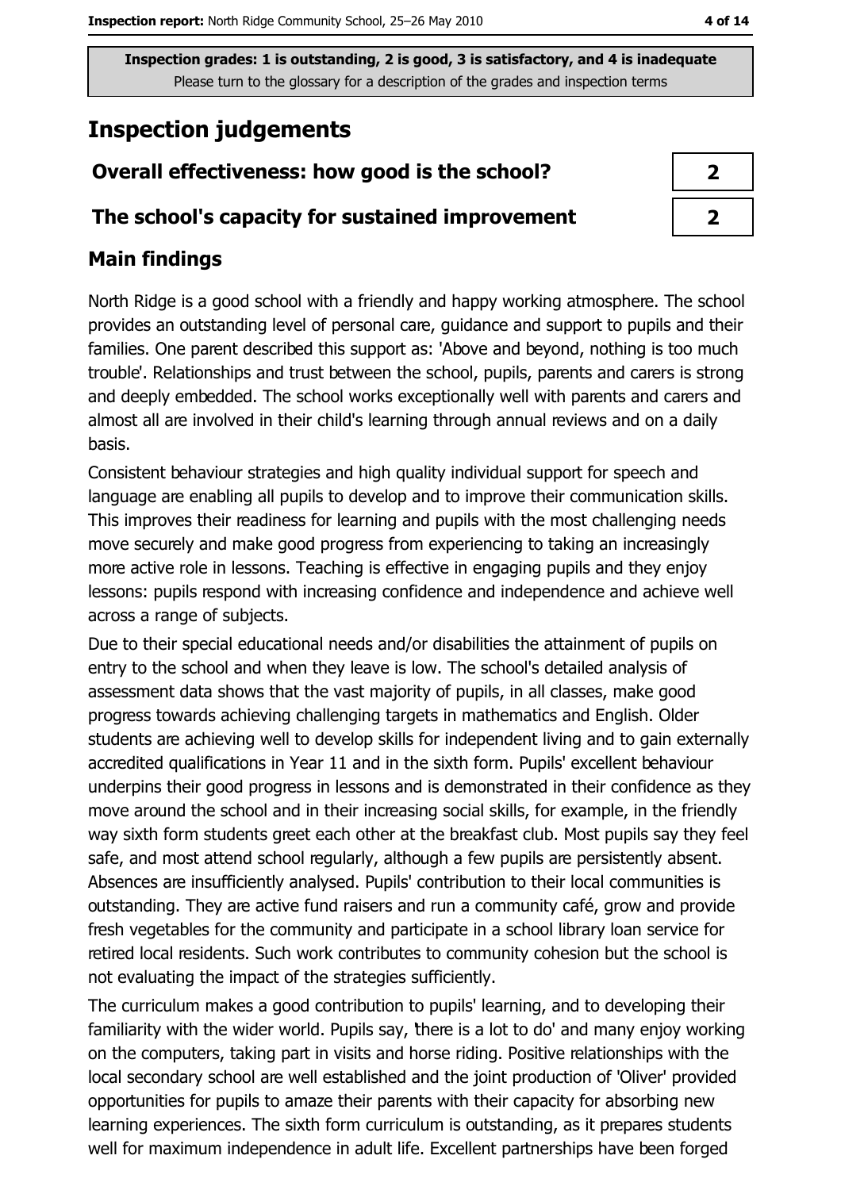**Inspection grades: 1 is outstanding, 2 is good, 3 is satisfactory, and 4 is inadequate**
Please turn to the glossary for a description of the grades and inspection terms

# Inspection judgements

| | |
|---|---|
| **Overall effectiveness: how good is the school?** | **2** |
| **The school's capacity for sustained improvement** | **2** |

## Main findings

North Ridge is a good school with a friendly and happy working atmosphere. The school provides an outstanding level of personal care, guidance and support to pupils and their families. One parent described this support as: 'Above and beyond, nothing is too much trouble'. Relationships and trust between the school, pupils, parents and carers is strong and deeply embedded. The school works exceptionally well with parents and carers and almost all are involved in their child's learning through annual reviews and on a daily basis.

Consistent behaviour strategies and high quality individual support for speech and language are enabling all pupils to develop and to improve their communication skills. This improves their readiness for learning and pupils with the most challenging needs move securely and make good progress from experiencing to taking an increasingly more active role in lessons. Teaching is effective in engaging pupils and they enjoy lessons: pupils respond with increasing confidence and independence and achieve well across a range of subjects.

Due to their special educational needs and/or disabilities the attainment of pupils on entry to the school and when they leave is low. The school's detailed analysis of assessment data shows that the vast majority of pupils, in all classes, make good progress towards achieving challenging targets in mathematics and English. Older students are achieving well to develop skills for independent living and to gain externally accredited qualifications in Year 11 and in the sixth form. Pupils' excellent behaviour underpins their good progress in lessons and is demonstrated in their confidence as they move around the school and in their increasing social skills, for example, in the friendly way sixth form students greet each other at the breakfast club. Most pupils say they feel safe, and most attend school regularly, although a few pupils are persistently absent. Absences are insufficiently analysed. Pupils' contribution to their local communities is outstanding. They are active fund raisers and run a community café, grow and provide fresh vegetables for the community and participate in a school library loan service for retired local residents. Such work contributes to community cohesion but the school is not evaluating the impact of the strategies sufficiently.

The curriculum makes a good contribution to pupils' learning, and to developing their familiarity with the wider world. Pupils say, 'there is a lot to do' and many enjoy working on the computers, taking part in visits and horse riding. Positive relationships with the local secondary school are well established and the joint production of 'Oliver' provided opportunities for pupils to amaze their parents with their capacity for absorbing new learning experiences. The sixth form curriculum is outstanding, as it prepares students well for maximum independence in adult life. Excellent partnerships have been forged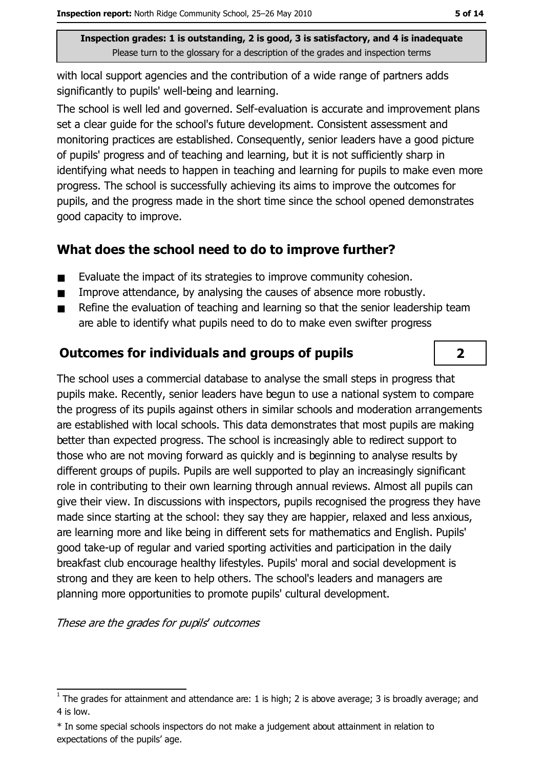with local support agencies and the contribution of a wide range of partners adds significantly to pupils' well-being and learning.

The school is well led and governed. Self-evaluation is accurate and improvement plans set a clear guide for the school's future development. Consistent assessment and monitoring practices are established. Consequently, senior leaders have a good picture of pupils' progress and of teaching and learning, but it is not sufficiently sharp in identifying what needs to happen in teaching and learning for pupils to make even more progress. The school is successfully achieving its aims to improve the outcomes for pupils, and the progress made in the short time since the school opened demonstrates good capacity to improve.

## What does the school need to do to improve further?

- Evaluate the impact of its strategies to improve community cohesion.
- Improve attendance, by analysing the causes of absence more robustly.
- Refine the evaluation of teaching and learning so that the senior leadership team are able to identify what pupils need to do to make even swifter progress

## Outcomes for individuals and groups of pupils — 2

The school uses a commercial database to analyse the small steps in progress that pupils make. Recently, senior leaders have begun to use a national system to compare the progress of its pupils against others in similar schools and moderation arrangements are established with local schools. This data demonstrates that most pupils are making better than expected progress. The school is increasingly able to redirect support to those who are not moving forward as quickly and is beginning to analyse results by different groups of pupils. Pupils are well supported to play an increasingly significant role in contributing to their own learning through annual reviews. Almost all pupils can give their view. In discussions with inspectors, pupils recognised the progress they have made since starting at the school: they say they are happier, relaxed and less anxious, are learning more and like being in different sets for mathematics and English. Pupils' good take-up of regular and varied sporting activities and participation in the daily breakfast club encourage healthy lifestyles. Pupils' moral and social development is strong and they are keen to help others. The school's leaders and managers are planning more opportunities to promote pupils' cultural development.

*These are the grades for pupils' outcomes*

[1] The grades for attainment and attendance are: 1 is high; 2 is above average; 3 is broadly average; and 4 is low.

* In some special schools inspectors do not make a judgement about attainment in relation to expectations of the pupils' age.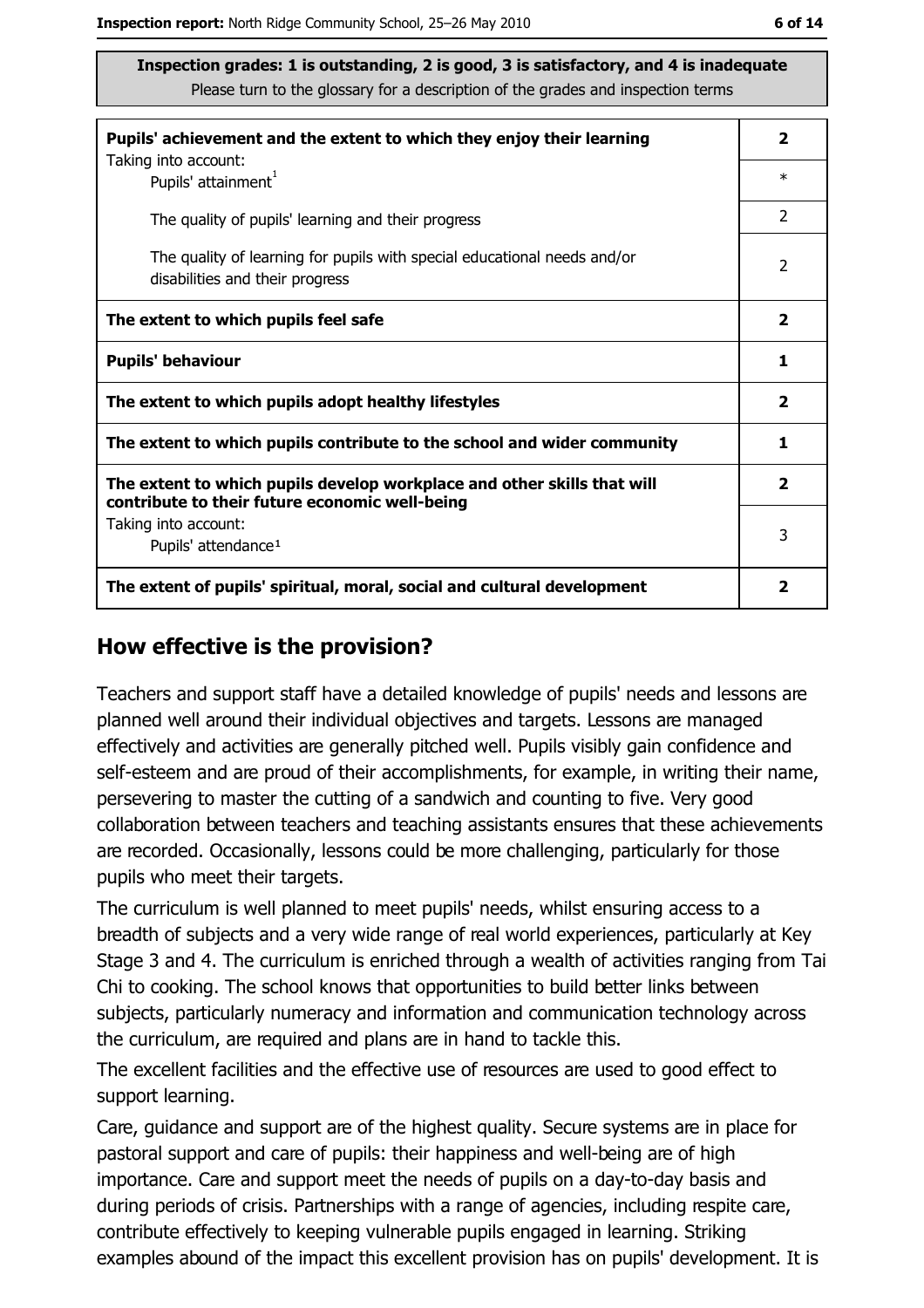**Inspection grades: 1 is outstanding, 2 is good, 3 is satisfactory, and 4 is inadequate**
Please turn to the glossary for a description of the grades and inspection terms

| | |
|---|---|
| **Pupils' achievement and the extent to which they enjoy their learning** | **2** |
| Taking into account: Pupils' attainment[1] | * |
| The quality of pupils' learning and their progress | 2 |
| The quality of learning for pupils with special educational needs and/or disabilities and their progress | 2 |
| **The extent to which pupils feel safe** | **2** |
| **Pupils' behaviour** | **1** |
| **The extent to which pupils adopt healthy lifestyles** | **2** |
| **The extent to which pupils contribute to the school and wider community** | **1** |
| **The extent to which pupils develop workplace and other skills that will contribute to their future economic well-being** | **2** |
| Taking into account: Pupils' attendance[1] | 3 |
| **The extent of pupils' spiritual, moral, social and cultural development** | **2** |

## How effective is the provision?

Teachers and support staff have a detailed knowledge of pupils' needs and lessons are planned well around their individual objectives and targets. Lessons are managed effectively and activities are generally pitched well. Pupils visibly gain confidence and self-esteem and are proud of their accomplishments, for example, in writing their name, persevering to master the cutting of a sandwich and counting to five. Very good collaboration between teachers and teaching assistants ensures that these achievements are recorded. Occasionally, lessons could be more challenging, particularly for those pupils who meet their targets.

The curriculum is well planned to meet pupils' needs, whilst ensuring access to a breadth of subjects and a very wide range of real world experiences, particularly at Key Stage 3 and 4. The curriculum is enriched through a wealth of activities ranging from Tai Chi to cooking. The school knows that opportunities to build better links between subjects, particularly numeracy and information and communication technology across the curriculum, are required and plans are in hand to tackle this.

The excellent facilities and the effective use of resources are used to good effect to support learning.

Care, guidance and support are of the highest quality. Secure systems are in place for pastoral support and care of pupils: their happiness and well-being are of high importance. Care and support meet the needs of pupils on a day-to-day basis and during periods of crisis. Partnerships with a range of agencies, including respite care, contribute effectively to keeping vulnerable pupils engaged in learning. Striking examples abound of the impact this excellent provision has on pupils' development. It is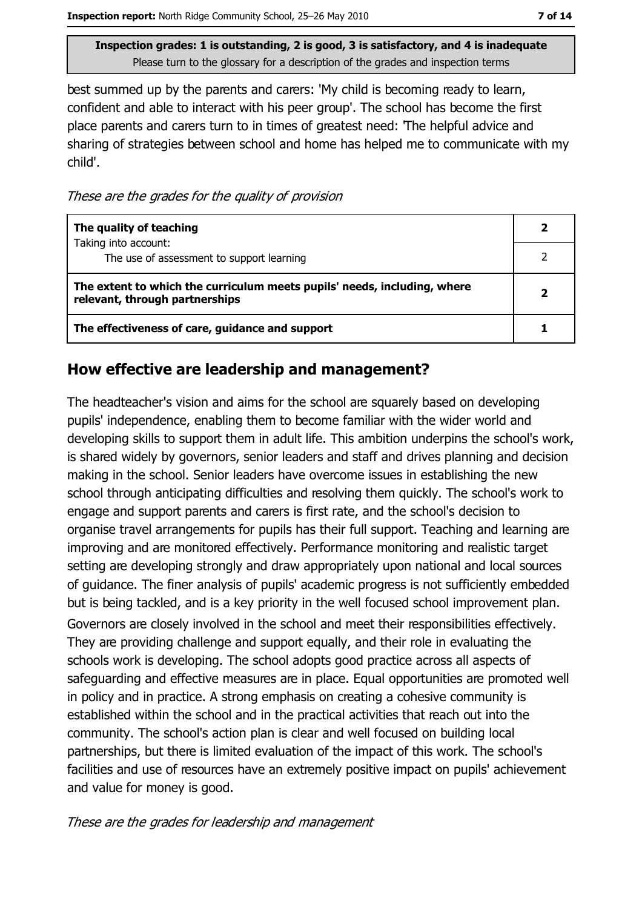best summed up by the parents and carers: 'My child is becoming ready to learn, confident and able to interact with his peer group'. The school has become the first place parents and carers turn to in times of greatest need: 'The helpful advice and sharing of strategies between school and home has helped me to communicate with my child'.

*These are the grades for the quality of provision*

| | |
|---|---|
| **The quality of teaching** | **2** |
| Taking into account: The use of assessment to support learning | 2 |
| **The extent to which the curriculum meets pupils' needs, including, where relevant, through partnerships** | **2** |
| **The effectiveness of care, guidance and support** | **1** |

## How effective are leadership and management?

The headteacher's vision and aims for the school are squarely based on developing pupils' independence, enabling them to become familiar with the wider world and developing skills to support them in adult life. This ambition underpins the school's work, is shared widely by governors, senior leaders and staff and drives planning and decision making in the school. Senior leaders have overcome issues in establishing the new school through anticipating difficulties and resolving them quickly. The school's work to engage and support parents and carers is first rate, and the school's decision to organise travel arrangements for pupils has their full support. Teaching and learning are improving and are monitored effectively. Performance monitoring and realistic target setting are developing strongly and draw appropriately upon national and local sources of guidance. The finer analysis of pupils' academic progress is not sufficiently embedded but is being tackled, and is a key priority in the well focused school improvement plan. Governors are closely involved in the school and meet their responsibilities effectively. They are providing challenge and support equally, and their role in evaluating the schools work is developing. The school adopts good practice across all aspects of safeguarding and effective measures are in place. Equal opportunities are promoted well in policy and in practice. A strong emphasis on creating a cohesive community is established within the school and in the practical activities that reach out into the community. The school's action plan is clear and well focused on building local partnerships, but there is limited evaluation of the impact of this work. The school's facilities and use of resources have an extremely positive impact on pupils' achievement and value for money is good.

*These are the grades for leadership and management*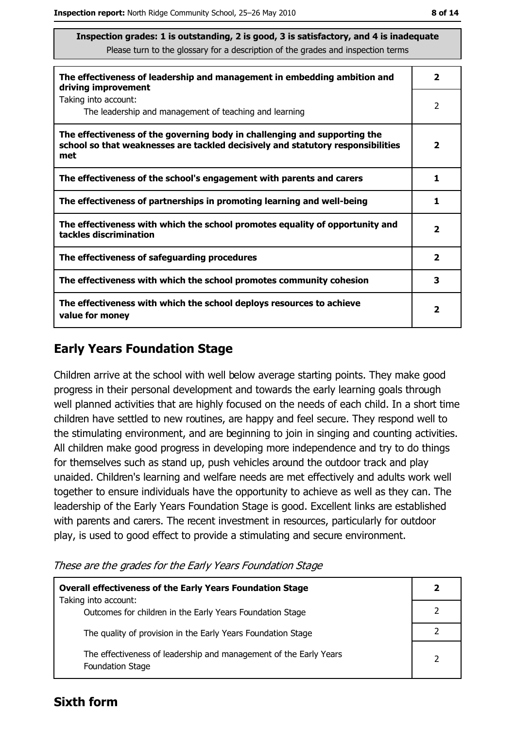**Inspection grades: 1 is outstanding, 2 is good, 3 is satisfactory, and 4 is inadequate**
Please turn to the glossary for a description of the grades and inspection terms

| | |
|---|---|
| **The effectiveness of leadership and management in embedding ambition and driving improvement** | **2** |
| Taking into account: The leadership and management of teaching and learning | 2 |
| **The effectiveness of the governing body in challenging and supporting the school so that weaknesses are tackled decisively and statutory responsibilities met** | **2** |
| **The effectiveness of the school's engagement with parents and carers** | **1** |
| **The effectiveness of partnerships in promoting learning and well-being** | **1** |
| **The effectiveness with which the school promotes equality of opportunity and tackles discrimination** | **2** |
| **The effectiveness of safeguarding procedures** | **2** |
| **The effectiveness with which the school promotes community cohesion** | **3** |
| **The effectiveness with which the school deploys resources to achieve value for money** | **2** |

## Early Years Foundation Stage

Children arrive at the school with well below average starting points. They make good progress in their personal development and towards the early learning goals through well planned activities that are highly focused on the needs of each child. In a short time children have settled to new routines, are happy and feel secure. They respond well to the stimulating environment, and are beginning to join in singing and counting activities. All children make good progress in developing more independence and try to do things for themselves such as stand up, push vehicles around the outdoor track and play unaided. Children's learning and welfare needs are met effectively and adults work well together to ensure individuals have the opportunity to achieve as well as they can. The leadership of the Early Years Foundation Stage is good. Excellent links are established with parents and carers. The recent investment in resources, particularly for outdoor play, is used to good effect to provide a stimulating and secure environment.

*These are the grades for the Early Years Foundation Stage*

| | |
|---|---|
| **Overall effectiveness of the Early Years Foundation Stage** | **2** |
| Taking into account: Outcomes for children in the Early Years Foundation Stage | 2 |
| The quality of provision in the Early Years Foundation Stage | 2 |
| The effectiveness of leadership and management of the Early Years Foundation Stage | 2 |

## Sixth form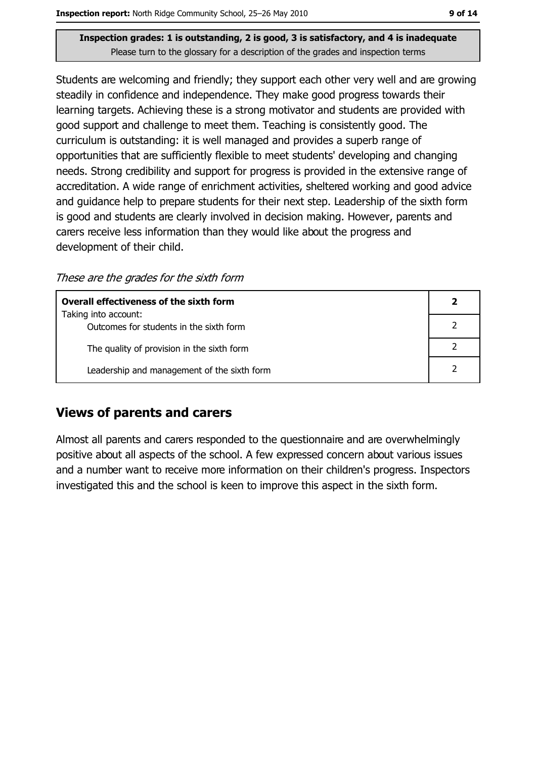**Inspection grades: 1 is outstanding, 2 is good, 3 is satisfactory, and 4 is inadequate**
Please turn to the glossary for a description of the grades and inspection terms

Students are welcoming and friendly; they support each other very well and are growing steadily in confidence and independence. They make good progress towards their learning targets. Achieving these is a strong motivator and students are provided with good support and challenge to meet them. Teaching is consistently good. The curriculum is outstanding: it is well managed and provides a superb range of opportunities that are sufficiently flexible to meet students' developing and changing needs. Strong credibility and support for progress is provided in the extensive range of accreditation. A wide range of enrichment activities, sheltered working and good advice and guidance help to prepare students for their next step. Leadership of the sixth form is good and students are clearly involved in decision making. However, parents and carers receive less information than they would like about the progress and development of their child.

*These are the grades for the sixth form*

| **Overall effectiveness of the sixth form** | **2** |
|---|---|
| Taking into account:<br>Outcomes for students in the sixth form | 2 |
| The quality of provision in the sixth form | 2 |
| Leadership and management of the sixth form | 2 |

## Views of parents and carers

Almost all parents and carers responded to the questionnaire and are overwhelmingly positive about all aspects of the school. A few expressed concern about various issues and a number want to receive more information on their children's progress. Inspectors investigated this and the school is keen to improve this aspect in the sixth form.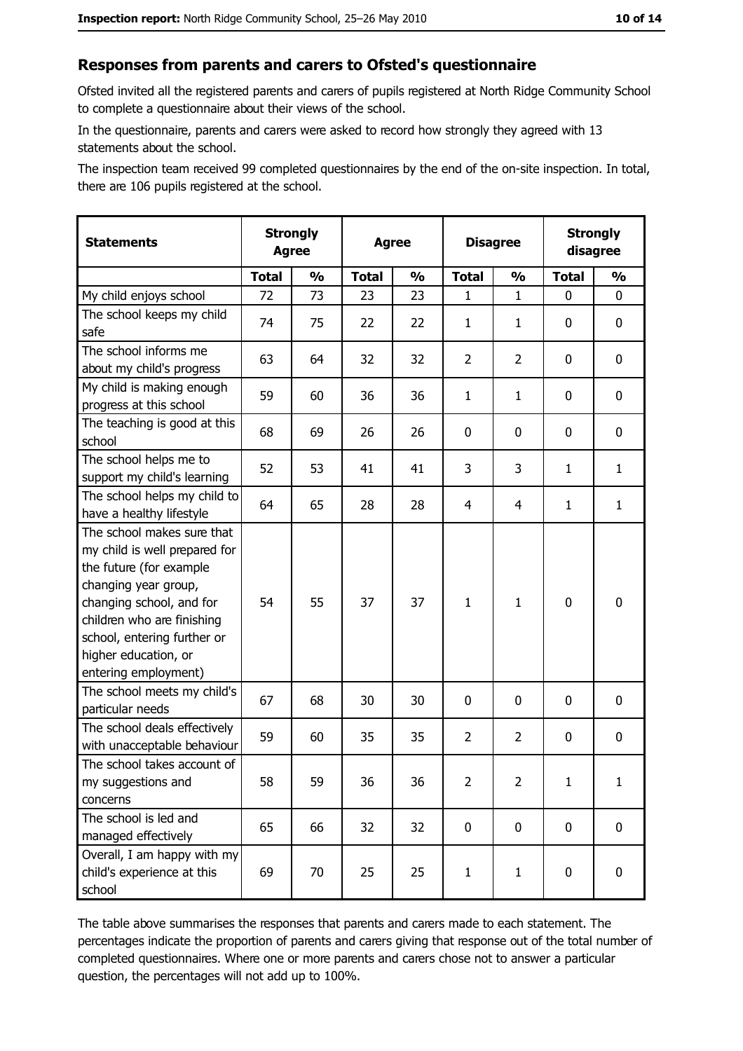## Responses from parents and carers to Ofsted's questionnaire

Ofsted invited all the registered parents and carers of pupils registered at North Ridge Community School to complete a questionnaire about their views of the school.

In the questionnaire, parents and carers were asked to record how strongly they agreed with 13 statements about the school.

The inspection team received 99 completed questionnaires by the end of the on-site inspection. In total, there are 106 pupils registered at the school.

| Statements | Strongly Agree | | Agree | | Disagree | | Strongly disagree | |
|---|---|---|---|---|---|---|---|---|
| | Total | % | Total | % | Total | % | Total | % |
| My child enjoys school | 72 | 73 | 23 | 23 | 1 | 1 | 0 | 0 |
| The school keeps my child safe | 74 | 75 | 22 | 22 | 1 | 1 | 0 | 0 |
| The school informs me about my child's progress | 63 | 64 | 32 | 32 | 2 | 2 | 0 | 0 |
| My child is making enough progress at this school | 59 | 60 | 36 | 36 | 1 | 1 | 0 | 0 |
| The teaching is good at this school | 68 | 69 | 26 | 26 | 0 | 0 | 0 | 0 |
| The school helps me to support my child's learning | 52 | 53 | 41 | 41 | 3 | 3 | 1 | 1 |
| The school helps my child to have a healthy lifestyle | 64 | 65 | 28 | 28 | 4 | 4 | 1 | 1 |
| The school makes sure that my child is well prepared for the future (for example changing year group, changing school, and for children who are finishing school, entering further or higher education, or entering employment) | 54 | 55 | 37 | 37 | 1 | 1 | 0 | 0 |
| The school meets my child's particular needs | 67 | 68 | 30 | 30 | 0 | 0 | 0 | 0 |
| The school deals effectively with unacceptable behaviour | 59 | 60 | 35 | 35 | 2 | 2 | 0 | 0 |
| The school takes account of my suggestions and concerns | 58 | 59 | 36 | 36 | 2 | 2 | 1 | 1 |
| The school is led and managed effectively | 65 | 66 | 32 | 32 | 0 | 0 | 0 | 0 |
| Overall, I am happy with my child's experience at this school | 69 | 70 | 25 | 25 | 1 | 1 | 0 | 0 |

The table above summarises the responses that parents and carers made to each statement. The percentages indicate the proportion of parents and carers giving that response out of the total number of completed questionnaires. Where one or more parents and carers chose not to answer a particular question, the percentages will not add up to 100%.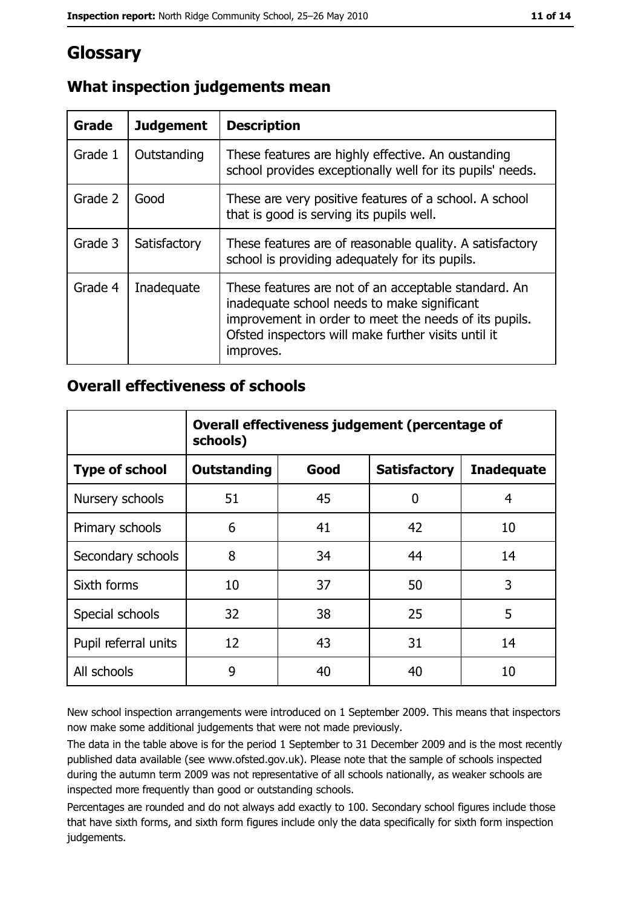# Glossary

## What inspection judgements mean

| Grade | Judgement | Description |
| --- | --- | --- |
| Grade 1 | Outstanding | These features are highly effective. An oustanding school provides exceptionally well for its pupils' needs. |
| Grade 2 | Good | These are very positive features of a school. A school that is good is serving its pupils well. |
| Grade 3 | Satisfactory | These features are of reasonable quality. A satisfactory school is providing adequately for its pupils. |
| Grade 4 | Inadequate | These features are not of an acceptable standard. An inadequate school needs to make significant improvement in order to meet the needs of its pupils. Ofsted inspectors will make further visits until it improves. |

## Overall effectiveness of schools

| | Overall effectiveness judgement (percentage of schools) | | | |
| --- | --- | --- | --- | --- |
| **Type of school** | **Outstanding** | **Good** | **Satisfactory** | **Inadequate** |
| Nursery schools | 51 | 45 | 0 | 4 |
| Primary schools | 6 | 41 | 42 | 10 |
| Secondary schools | 8 | 34 | 44 | 14 |
| Sixth forms | 10 | 37 | 50 | 3 |
| Special schools | 32 | 38 | 25 | 5 |
| Pupil referral units | 12 | 43 | 31 | 14 |
| All schools | 9 | 40 | 40 | 10 |

New school inspection arrangements were introduced on 1 September 2009. This means that inspectors now make some additional judgements that were not made previously.

The data in the table above is for the period 1 September to 31 December 2009 and is the most recently published data available (see www.ofsted.gov.uk). Please note that the sample of schools inspected during the autumn term 2009 was not representative of all schools nationally, as weaker schools are inspected more frequently than good or outstanding schools.

Percentages are rounded and do not always add exactly to 100. Secondary school figures include those that have sixth forms, and sixth form figures include only the data specifically for sixth form inspection judgements.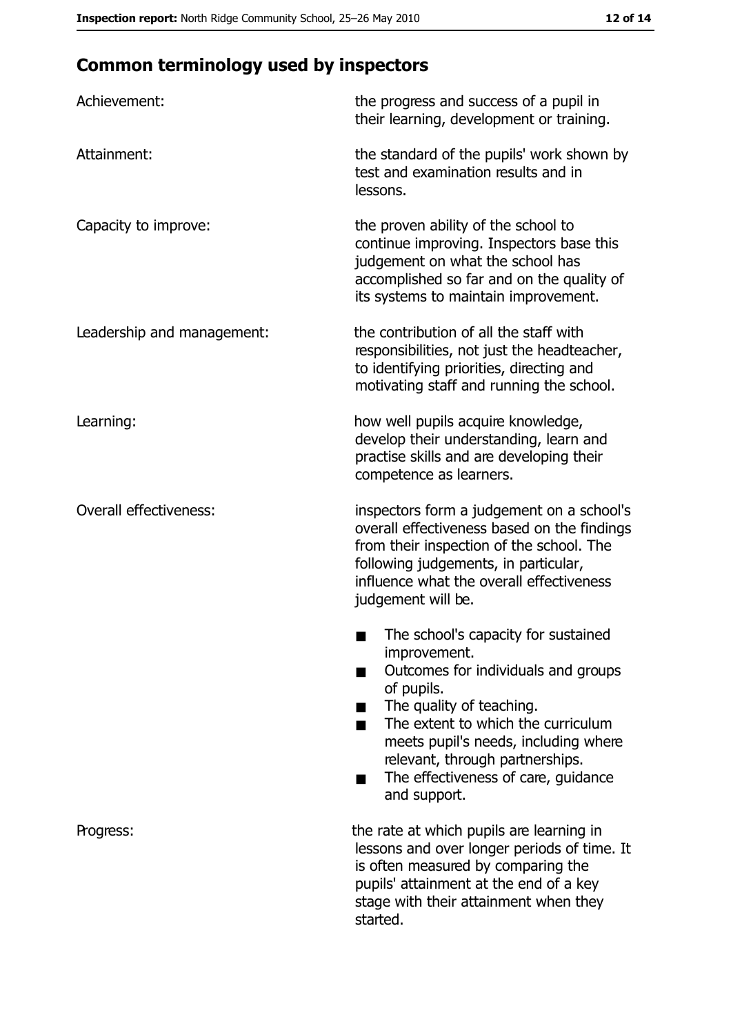## Common terminology used by inspectors

| | |
|---|---|
| Achievement: | the progress and success of a pupil in their learning, development or training. |
| Attainment: | the standard of the pupils' work shown by test and examination results and in lessons. |
| Capacity to improve: | the proven ability of the school to continue improving. Inspectors base this judgement on what the school has accomplished so far and on the quality of its systems to maintain improvement. |
| Leadership and management: | the contribution of all the staff with responsibilities, not just the headteacher, to identifying priorities, directing and motivating staff and running the school. |
| Learning: | how well pupils acquire knowledge, develop their understanding, learn and practise skills and are developing their competence as learners. |
| Overall effectiveness: | inspectors form a judgement on a school's overall effectiveness based on the findings from their inspection of the school. The following judgements, in particular, influence what the overall effectiveness judgement will be. <br>■ The school's capacity for sustained improvement.<br>■ Outcomes for individuals and groups of pupils.<br>■ The quality of teaching.<br>■ The extent to which the curriculum meets pupil's needs, including where relevant, through partnerships.<br>■ The effectiveness of care, guidance and support. |
| Progress: | the rate at which pupils are learning in lessons and over longer periods of time. It is often measured by comparing the pupils' attainment at the end of a key stage with their attainment when they started. |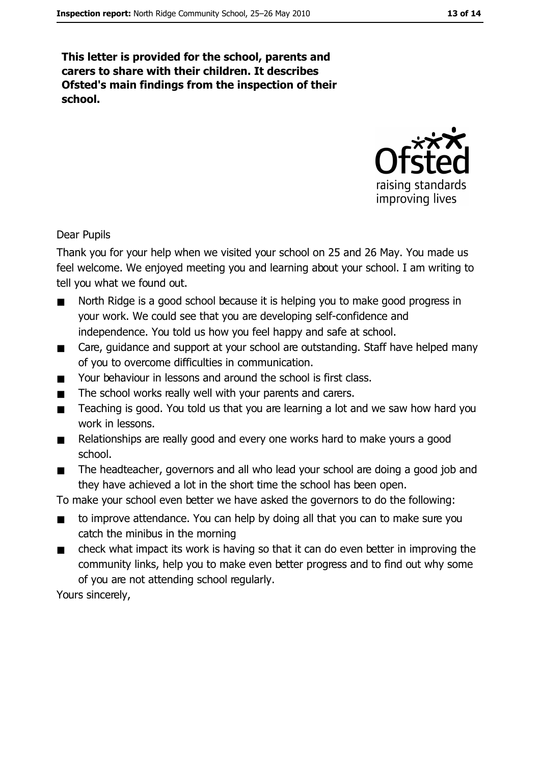**This letter is provided for the school, parents and carers to share with their children. It describes Ofsted's main findings from the inspection of their school.**

Dear Pupils

Thank you for your help when we visited your school on 25 and 26 May. You made us feel welcome. We enjoyed meeting you and learning about your school. I am writing to tell you what we found out.

- North Ridge is a good school because it is helping you to make good progress in your work. We could see that you are developing self-confidence and independence. You told us how you feel happy and safe at school.
- Care, guidance and support at your school are outstanding. Staff have helped many of you to overcome difficulties in communication.
- Your behaviour in lessons and around the school is first class.
- The school works really well with your parents and carers.
- Teaching is good. You told us that you are learning a lot and we saw how hard you work in lessons.
- Relationships are really good and every one works hard to make yours a good school.
- The headteacher, governors and all who lead your school are doing a good job and they have achieved a lot in the short time the school has been open.

To make your school even better we have asked the governors to do the following:

- to improve attendance. You can help by doing all that you can to make sure you catch the minibus in the morning
- check what impact its work is having so that it can do even better in improving the community links, help you to make even better progress and to find out why some of you are not attending school regularly.

Yours sincerely,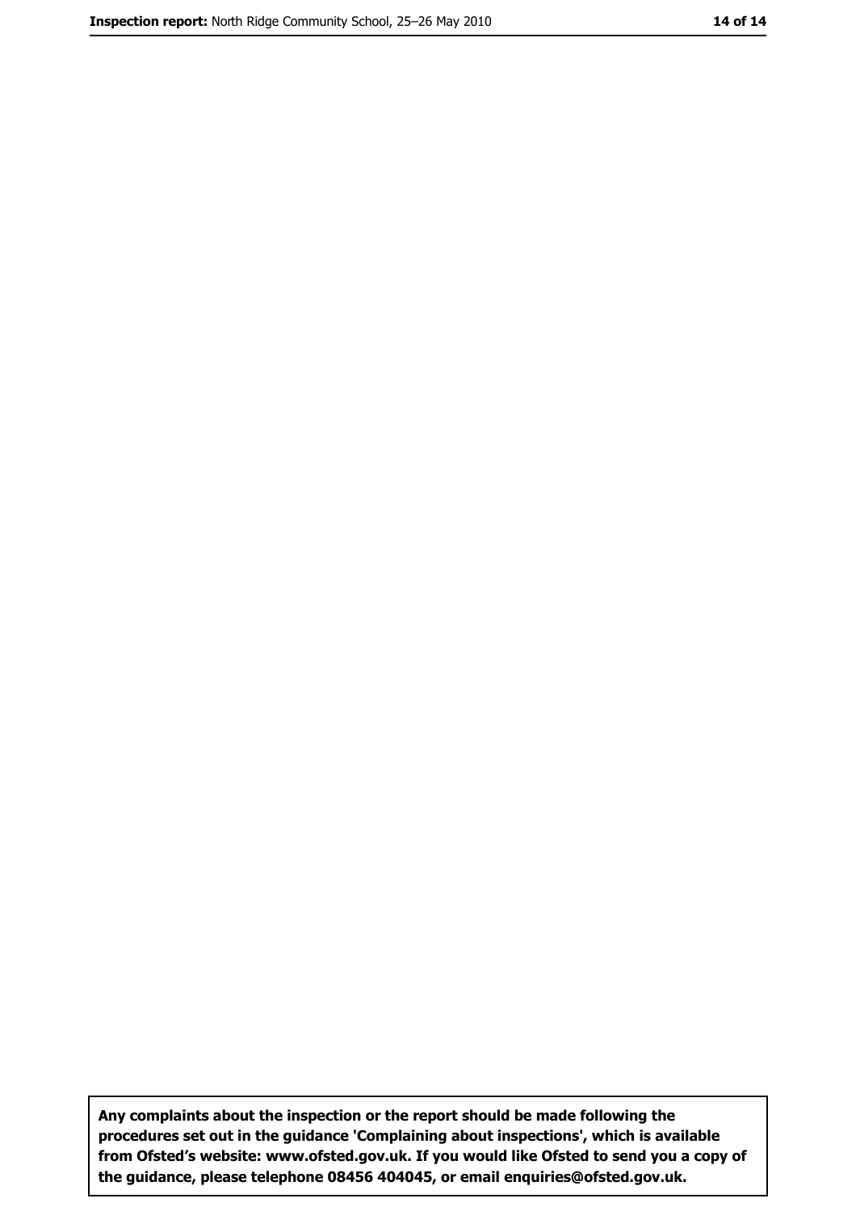**Any complaints about the inspection or the report should be made following the procedures set out in the guidance 'Complaining about inspections', which is available from Ofsted's website: www.ofsted.gov.uk. If you would like Ofsted to send you a copy of the guidance, please telephone 08456 404045, or email enquiries@ofsted.gov.uk.**